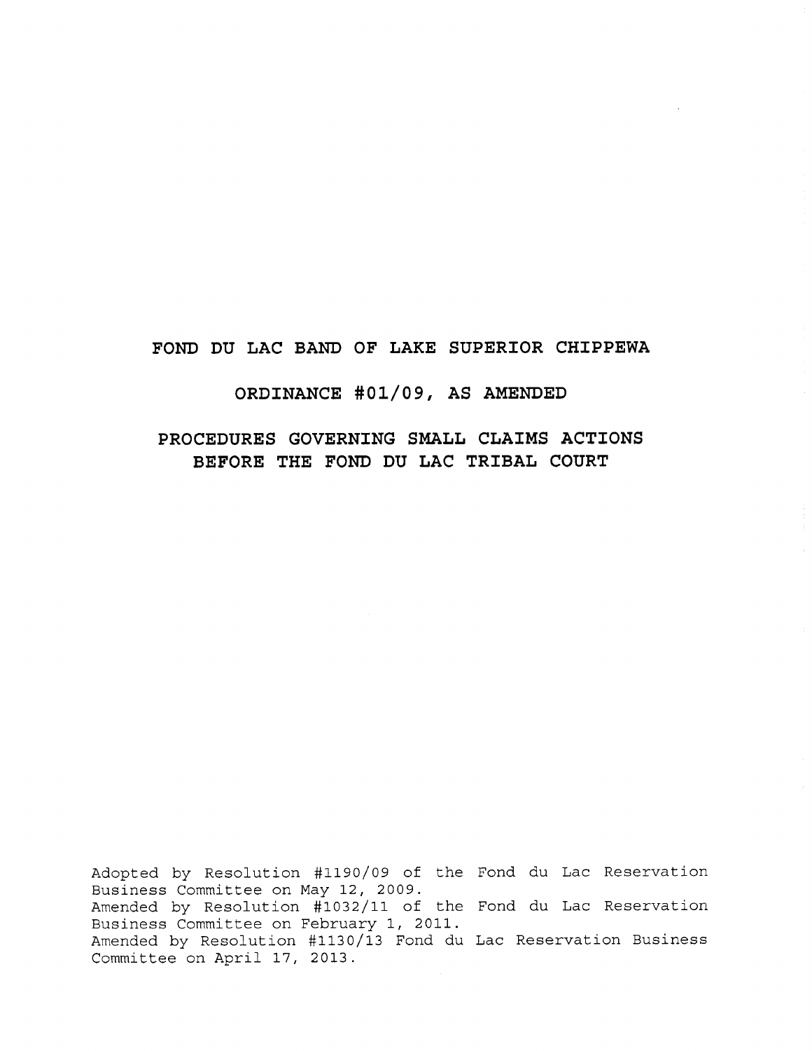# FOND DU LAC BAND OF LAKE SUPERIOR CHIPPEWA

## ORDINANCE #01/09, AS AMENDED

## PROCEDURES GOVERNING SMALL CLAIMS ACTIONS BEFORE THE FOND DU LAC TRIBAL COURT

Adopted by Resolution #1190/09 of the Fond du Lac Reservation Business Committee on May 12, 2009.
Amended by Resolution #1032/11 of the Fond du Lac Reservation Business Committee on February 1, 2011.
Amended by Resolution #1130/13 Fond du Lac Reservation Business Committee on April 17, 2013.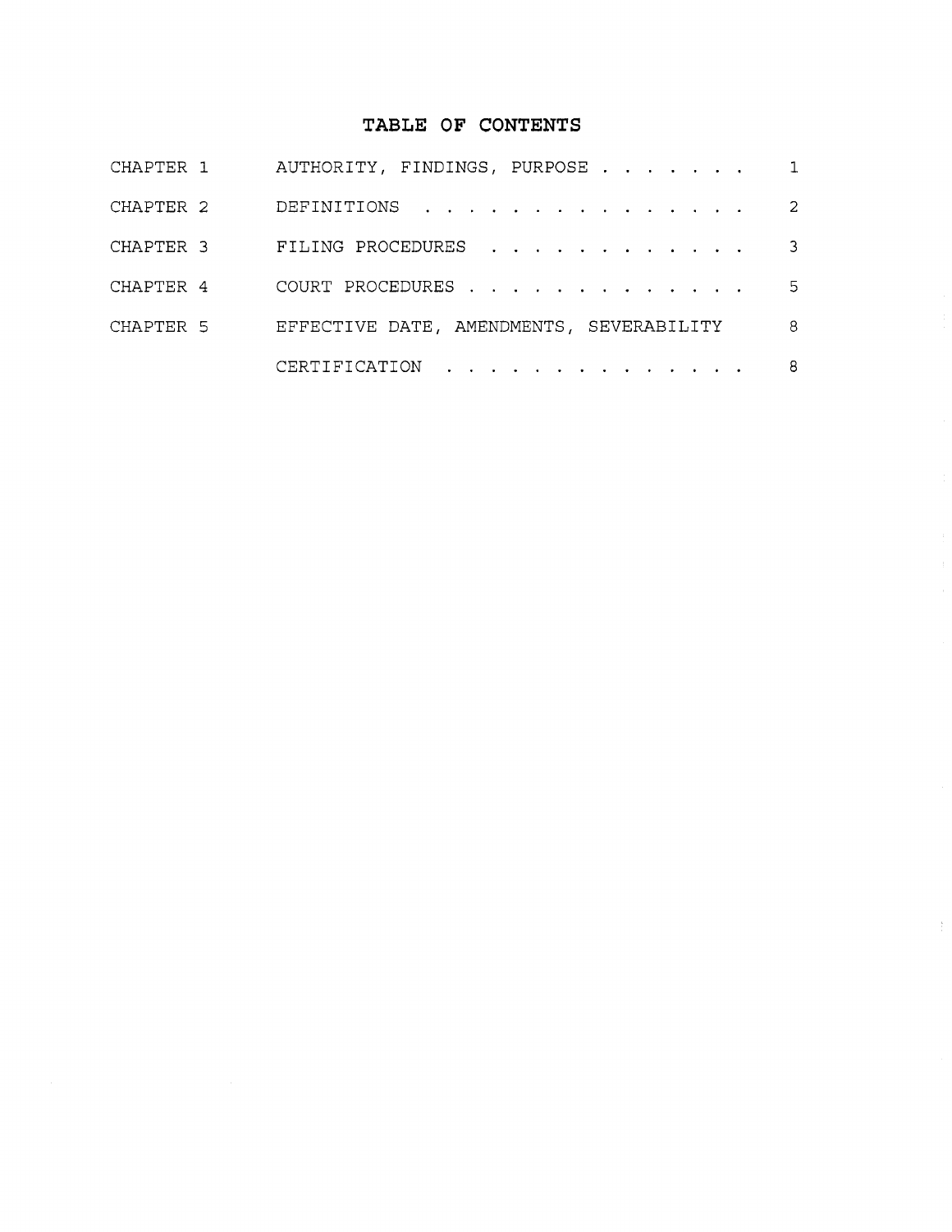# TABLE OF CONTENTS

| | | |
|---|---|---|
| CHAPTER 1 | AUTHORITY, FINDINGS, PURPOSE | 1 |
| CHAPTER 2 | DEFINITIONS | 2 |
| CHAPTER 3 | FILING PROCEDURES | 3 |
| CHAPTER 4 | COURT PROCEDURES | 5 |
| CHAPTER 5 | EFFECTIVE DATE, AMENDMENTS, SEVERABILITY | 8 |
| | CERTIFICATION | 8 |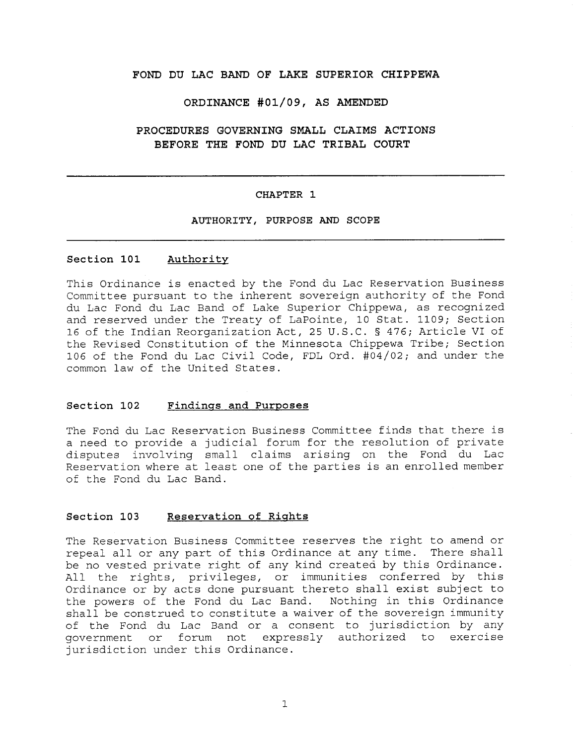# FOND DU LAC BAND OF LAKE SUPERIOR CHIPPEWA

## ORDINANCE #01/09, AS AMENDED

## PROCEDURES GOVERNING SMALL CLAIMS ACTIONS BEFORE THE FOND DU LAC TRIBAL COURT

---

## CHAPTER 1

## AUTHORITY, PURPOSE AND SCOPE

---

### Section 101 Authority

This Ordinance is enacted by the Fond du Lac Reservation Business Committee pursuant to the inherent sovereign authority of the Fond du Lac Fond du Lac Band of Lake Superior Chippewa, as recognized and reserved under the Treaty of LaPointe, 10 Stat. 1109; Section 16 of the Indian Reorganization Act, 25 U.S.C. § 476; Article VI of the Revised Constitution of the Minnesota Chippewa Tribe; Section 106 of the Fond du Lac Civil Code, FDL Ord. #04/02; and under the common law of the United States.

### Section 102 Findings and Purposes

The Fond du Lac Reservation Business Committee finds that there is a need to provide a judicial forum for the resolution of private disputes involving small claims arising on the Fond du Lac Reservation where at least one of the parties is an enrolled member of the Fond du Lac Band.

### Section 103 Reservation of Rights

The Reservation Business Committee reserves the right to amend or repeal all or any part of this Ordinance at any time. There shall be no vested private right of any kind created by this Ordinance. All the rights, privileges, or immunities conferred by this Ordinance or by acts done pursuant thereto shall exist subject to the powers of the Fond du Lac Band. Nothing in this Ordinance shall be construed to constitute a waiver of the sovereign immunity of the Fond du Lac Band or a consent to jurisdiction by any government or forum not expressly authorized to exercise jurisdiction under this Ordinance.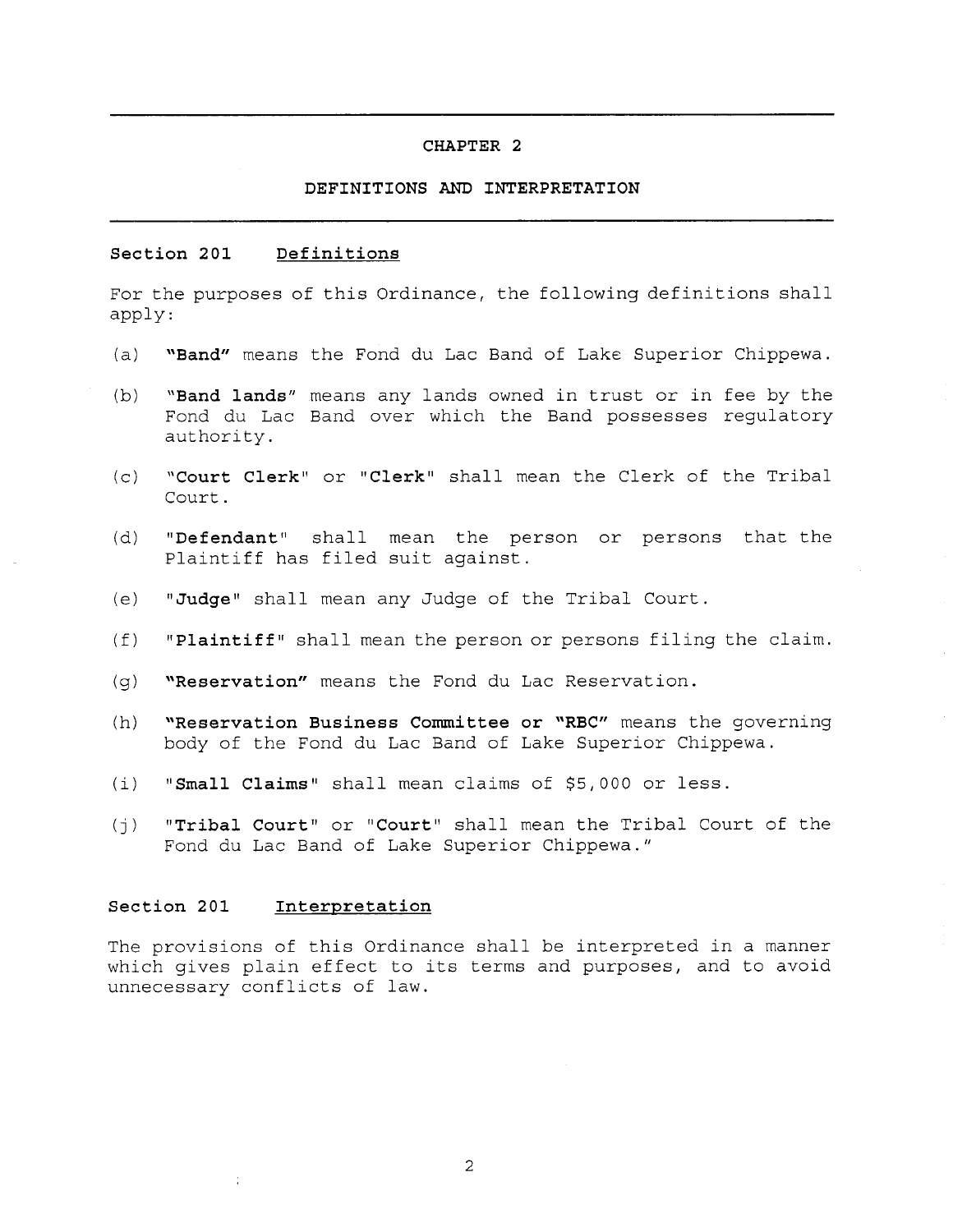# CHAPTER 2

## DEFINITIONS AND INTERPRETATION

### Section 201 Definitions

For the purposes of this Ordinance, the following definitions shall apply:

(a) **"Band"** means the Fond du Lac Band of Lake Superior Chippewa.

(b) **"Band lands"** means any lands owned in trust or in fee by the Fond du Lac Band over which the Band possesses regulatory authority.

(c) **"Court Clerk"** or **"Clerk"** shall mean the Clerk of the Tribal Court.

(d) **"Defendant"** shall mean the person or persons that the Plaintiff has filed suit against.

(e) **"Judge"** shall mean any Judge of the Tribal Court.

(f) **"Plaintiff"** shall mean the person or persons filing the claim.

(g) **"Reservation"** means the Fond du Lac Reservation.

(h) **"Reservation Business Committee or "RBC"** means the governing body of the Fond du Lac Band of Lake Superior Chippewa.

(i) **"Small Claims"** shall mean claims of $5,000 or less.

(j) **"Tribal Court"** or **"Court"** shall mean the Tribal Court of the Fond du Lac Band of Lake Superior Chippewa."

### Section 201 Interpretation

The provisions of this Ordinance shall be interpreted in a manner which gives plain effect to its terms and purposes, and to avoid unnecessary conflicts of law.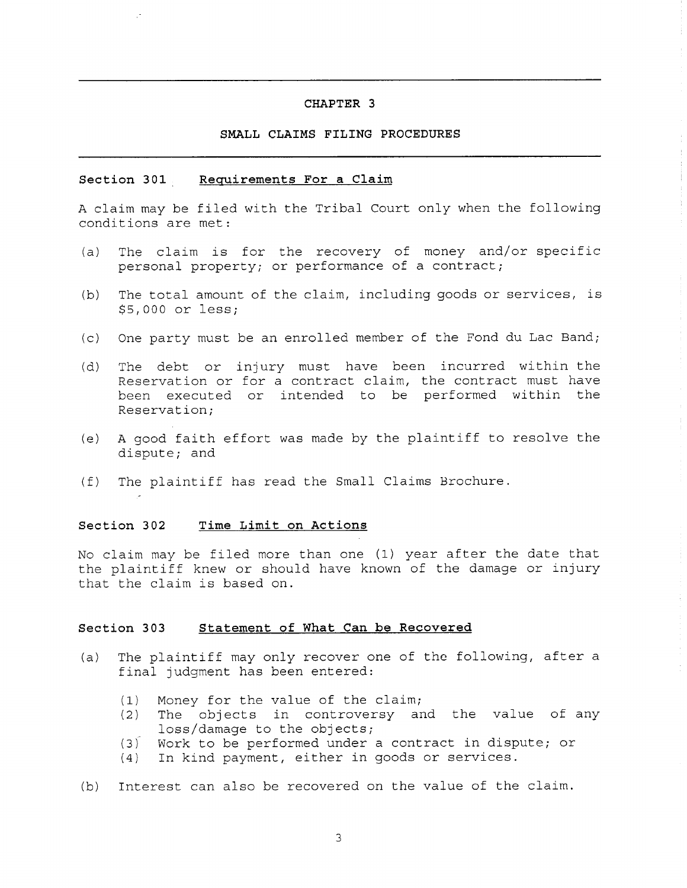# CHAPTER 3

## SMALL CLAIMS FILING PROCEDURES

### Section 301 Requirements For a Claim

A claim may be filed with the Tribal Court only when the following conditions are met:

(a) The claim is for the recovery of money and/or specific personal property; or performance of a contract;

(b) The total amount of the claim, including goods or services, is $5,000 or less;

(c) One party must be an enrolled member of the Fond du Lac Band;

(d) The debt or injury must have been incurred within the Reservation or for a contract claim, the contract must have been executed or intended to be performed within the Reservation;

(e) A good faith effort was made by the plaintiff to resolve the dispute; and

(f) The plaintiff has read the Small Claims Brochure.

### Section 302 Time Limit on Actions

No claim may be filed more than one (1) year after the date that the plaintiff knew or should have known of the damage or injury that the claim is based on.

### Section 303 Statement of What Can be Recovered

(a) The plaintiff may only recover one of the following, after a final judgment has been entered:

  (1) Money for the value of the claim;
  (2) The objects in controversy and the value of any loss/damage to the objects;
  (3) Work to be performed under a contract in dispute; or
  (4) In kind payment, either in goods or services.

(b) Interest can also be recovered on the value of the claim.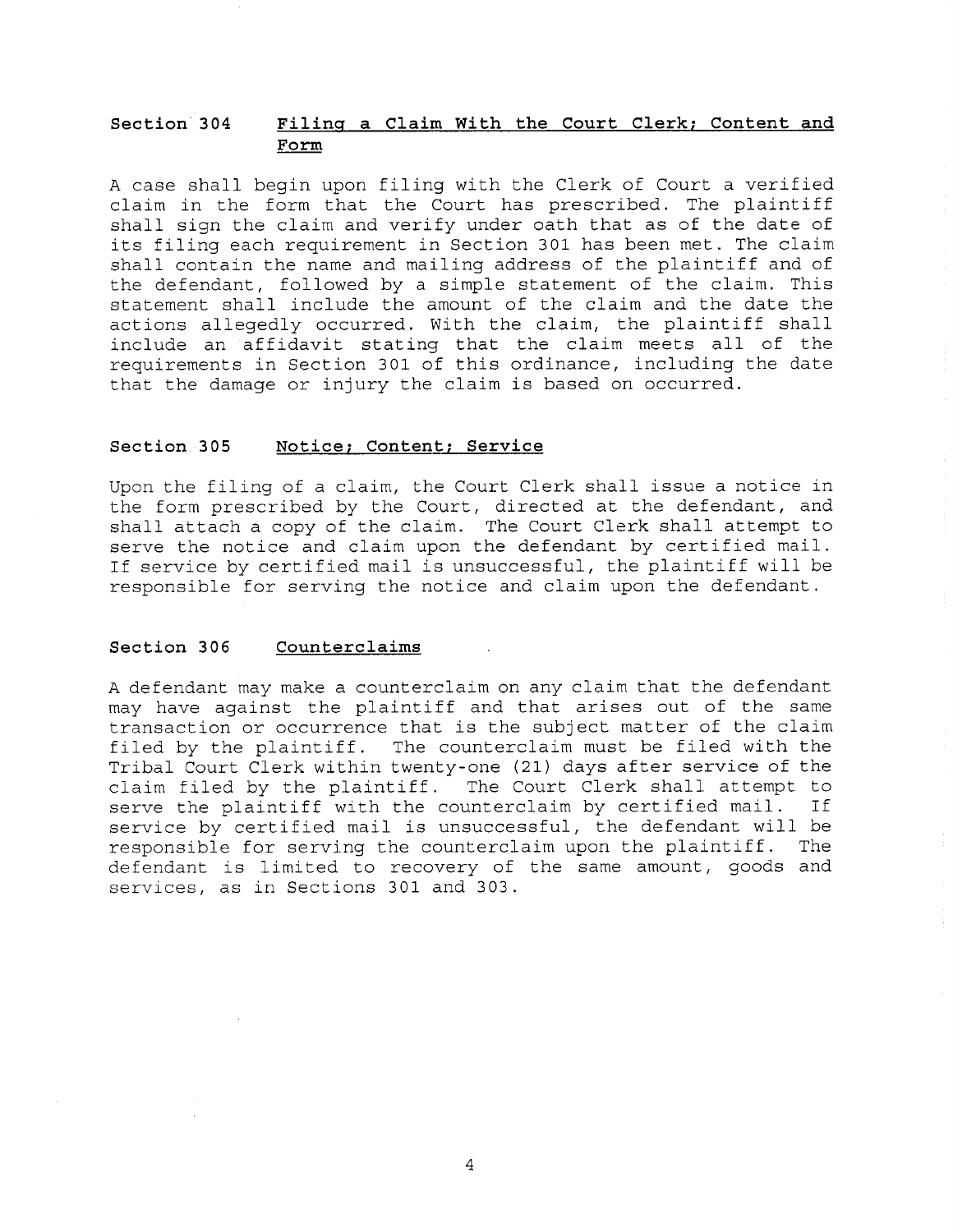### Section 304 Filing a Claim With the Court Clerk; Content and Form

A case shall begin upon filing with the Clerk of Court a verified claim in the form that the Court has prescribed. The plaintiff shall sign the claim and verify under oath that as of the date of its filing each requirement in Section 301 has been met. The claim shall contain the name and mailing address of the plaintiff and of the defendant, followed by a simple statement of the claim. This statement shall include the amount of the claim and the date the actions allegedly occurred. With the claim, the plaintiff shall include an affidavit stating that the claim meets all of the requirements in Section 301 of this ordinance, including the date that the damage or injury the claim is based on occurred.

### Section 305 Notice; Content; Service

Upon the filing of a claim, the Court Clerk shall issue a notice in the form prescribed by the Court, directed at the defendant, and shall attach a copy of the claim. The Court Clerk shall attempt to serve the notice and claim upon the defendant by certified mail. If service by certified mail is unsuccessful, the plaintiff will be responsible for serving the notice and claim upon the defendant.

### Section 306 Counterclaims

A defendant may make a counterclaim on any claim that the defendant may have against the plaintiff and that arises out of the same transaction or occurrence that is the subject matter of the claim filed by the plaintiff. The counterclaim must be filed with the Tribal Court Clerk within twenty-one (21) days after service of the claim filed by the plaintiff. The Court Clerk shall attempt to serve the plaintiff with the counterclaim by certified mail. If service by certified mail is unsuccessful, the defendant will be responsible for serving the counterclaim upon the plaintiff. The defendant is limited to recovery of the same amount, goods and services, as in Sections 301 and 303.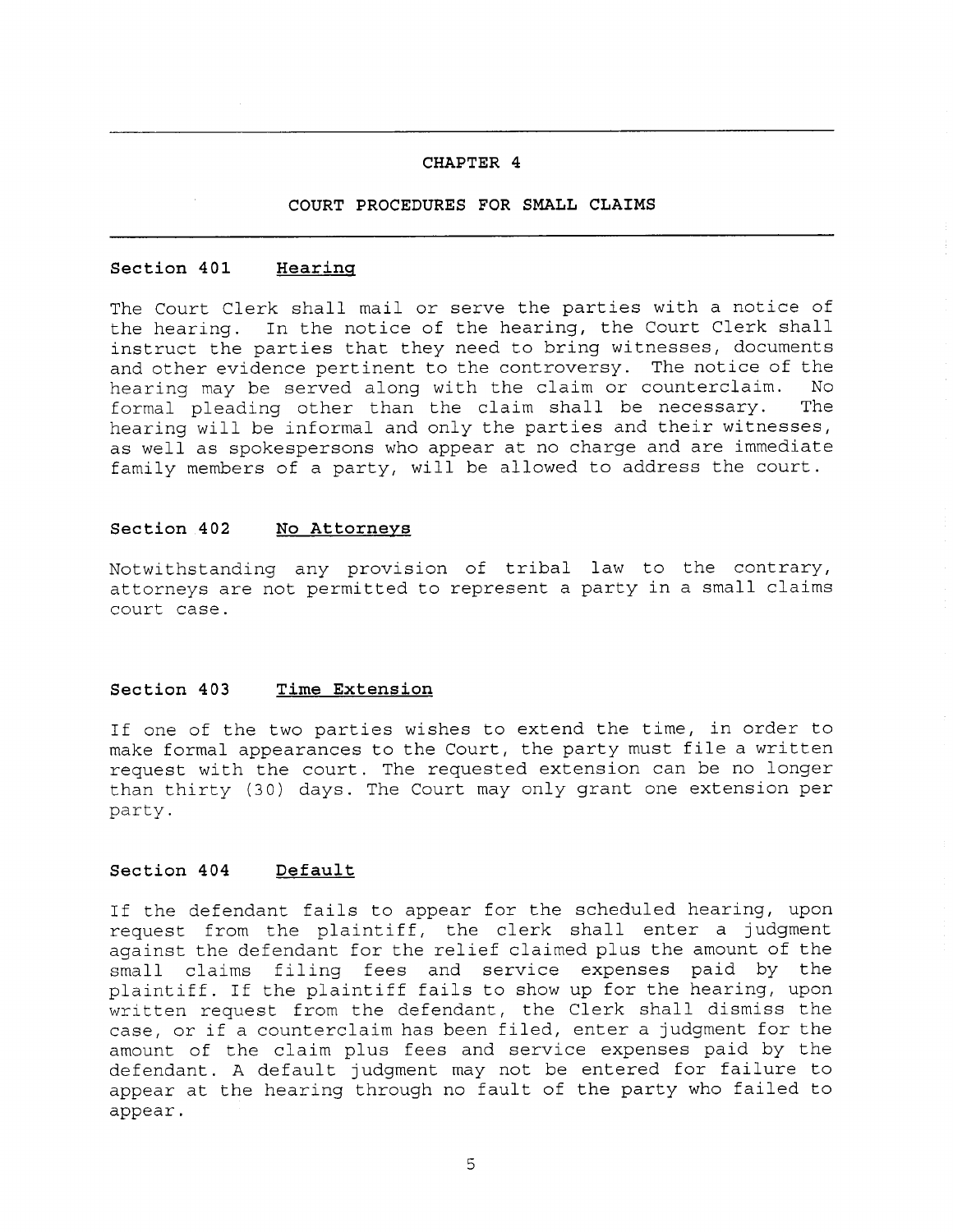# CHAPTER 4

## COURT PROCEDURES FOR SMALL CLAIMS

### Section 401 Hearing

The Court Clerk shall mail or serve the parties with a notice of the hearing. In the notice of the hearing, the Court Clerk shall instruct the parties that they need to bring witnesses, documents and other evidence pertinent to the controversy. The notice of the hearing may be served along with the claim or counterclaim. No formal pleading other than the claim shall be necessary. The hearing will be informal and only the parties and their witnesses, as well as spokespersons who appear at no charge and are immediate family members of a party, will be allowed to address the court.

### Section 402 No Attorneys

Notwithstanding any provision of tribal law to the contrary, attorneys are not permitted to represent a party in a small claims court case.

### Section 403 Time Extension

If one of the two parties wishes to extend the time, in order to make formal appearances to the Court, the party must file a written request with the court. The requested extension can be no longer than thirty (30) days. The Court may only grant one extension per party.

### Section 404 Default

If the defendant fails to appear for the scheduled hearing, upon request from the plaintiff, the clerk shall enter a judgment against the defendant for the relief claimed plus the amount of the small claims filing fees and service expenses paid by the plaintiff. If the plaintiff fails to show up for the hearing, upon written request from the defendant, the Clerk shall dismiss the case, or if a counterclaim has been filed, enter a judgment for the amount of the claim plus fees and service expenses paid by the defendant. A default judgment may not be entered for failure to appear at the hearing through no fault of the party who failed to appear.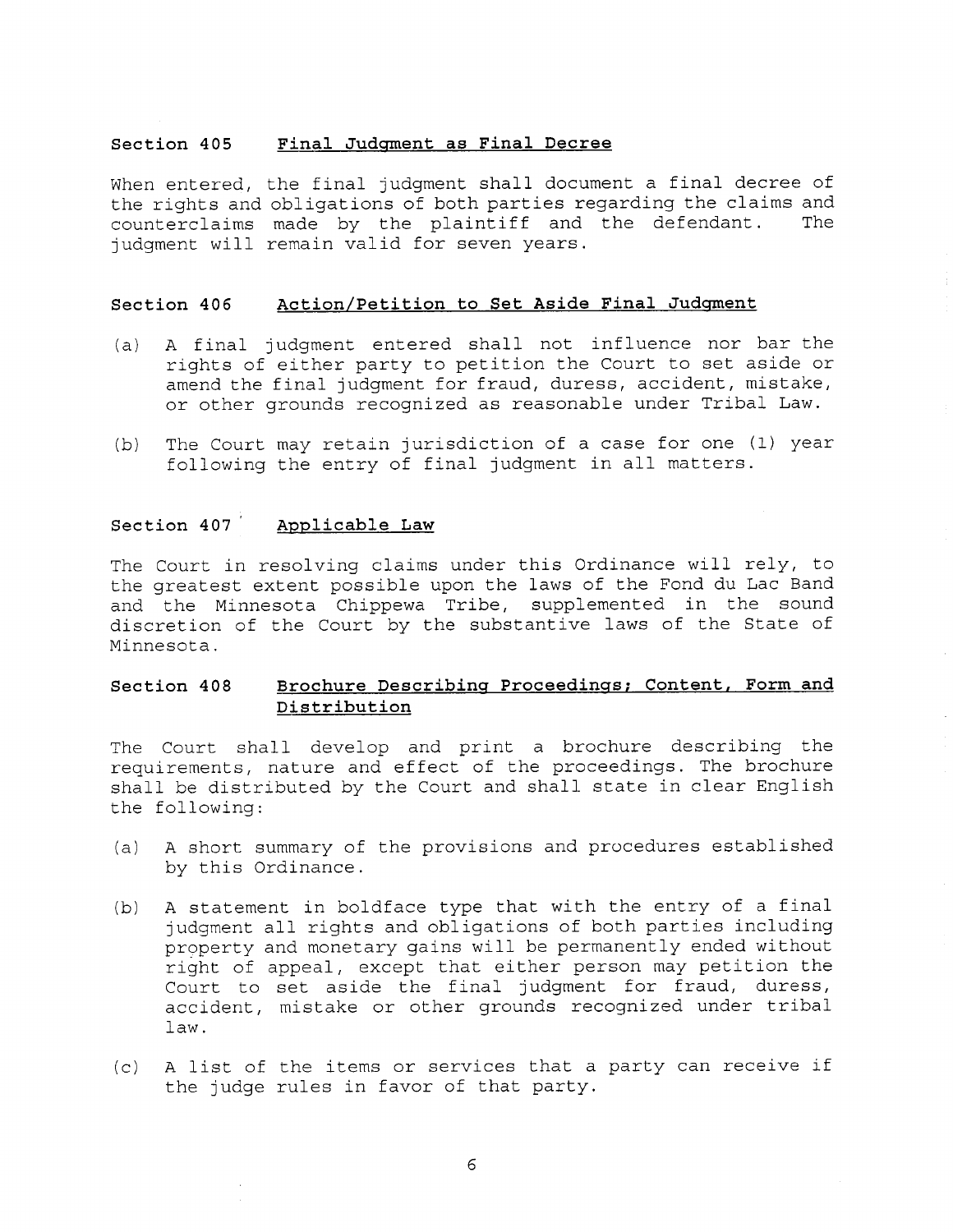### Section 405 Final Judgment as Final Decree

When entered, the final judgment shall document a final decree of the rights and obligations of both parties regarding the claims and counterclaims made by the plaintiff and the defendant. The judgment will remain valid for seven years.

### Section 406 Action/Petition to Set Aside Final Judgment

(a) A final judgment entered shall not influence nor bar the rights of either party to petition the Court to set aside or amend the final judgment for fraud, duress, accident, mistake, or other grounds recognized as reasonable under Tribal Law.

(b) The Court may retain jurisdiction of a case for one (1) year following the entry of final judgment in all matters.

### Section 407 Applicable Law

The Court in resolving claims under this Ordinance will rely, to the greatest extent possible upon the laws of the Fond du Lac Band and the Minnesota Chippewa Tribe, supplemented in the sound discretion of the Court by the substantive laws of the State of Minnesota.

### Section 408 Brochure Describing Proceedings; Content, Form and Distribution

The Court shall develop and print a brochure describing the requirements, nature and effect of the proceedings. The brochure shall be distributed by the Court and shall state in clear English the following:

(a) A short summary of the provisions and procedures established by this Ordinance.

(b) A statement in boldface type that with the entry of a final judgment all rights and obligations of both parties including property and monetary gains will be permanently ended without right of appeal, except that either person may petition the Court to set aside the final judgment for fraud, duress, accident, mistake or other grounds recognized under tribal law.

(c) A list of the items or services that a party can receive if the judge rules in favor of that party.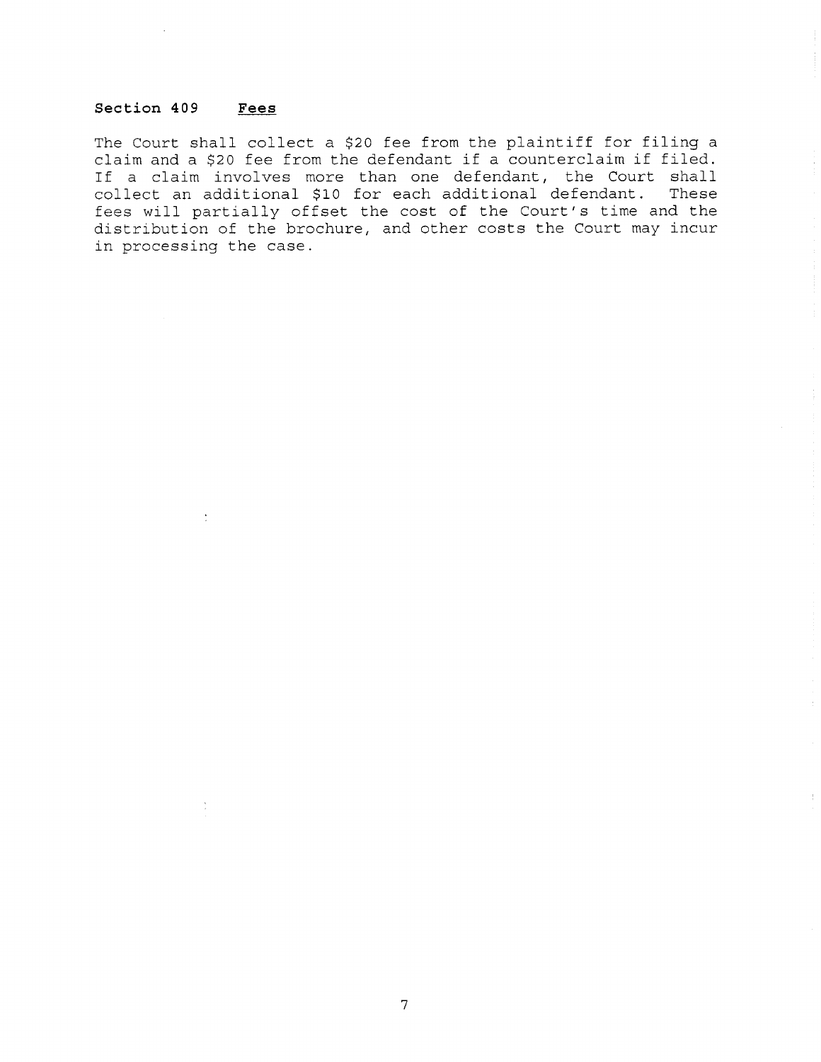**Section 409 <u>Fees</u>**

The Court shall collect a $20 fee from the plaintiff for filing a claim and a $20 fee from the defendant if a counterclaim if filed. If a claim involves more than one defendant, the Court shall collect an additional $10 for each additional defendant. These fees will partially offset the cost of the Court's time and the distribution of the brochure, and other costs the Court may incur in processing the case.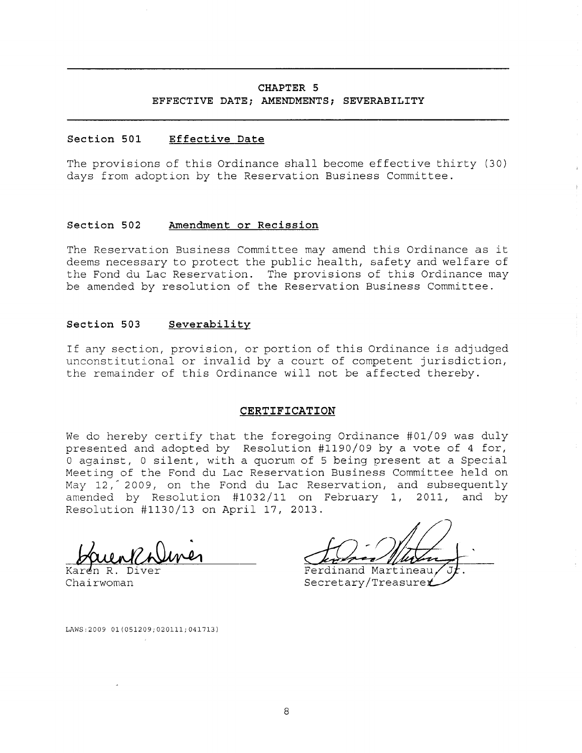## CHAPTER 5
## EFFECTIVE DATE; AMENDMENTS; SEVERABILITY

### Section 501 Effective Date

The provisions of this Ordinance shall become effective thirty (30) days from adoption by the Reservation Business Committee.

### Section 502 Amendment or Recission

The Reservation Business Committee may amend this Ordinance as it deems necessary to protect the public health, safety and welfare of the Fond du Lac Reservation. The provisions of this Ordinance may be amended by resolution of the Reservation Business Committee.

### Section 503 Severability

If any section, provision, or portion of this Ordinance is adjudged unconstitutional or invalid by a court of competent jurisdiction, the remainder of this Ordinance will not be affected thereby.

## CERTIFICATION

We do hereby certify that the foregoing Ordinance #01/09 was duly presented and adopted by Resolution #1190/09 by a vote of 4 for, 0 against, 0 silent, with a quorum of 5 being present at a Special Meeting of the Fond du Lac Reservation Business Committee held on May 12, 2009, on the Fond du Lac Reservation, and subsequently amended by Resolution #1032/11 on February 1, 2011, and by Resolution #1130/13 on April 17, 2013.

Karen R. Diver
Chairwoman

Ferdinand Martineau, Jr.
Secretary/Treasurer

LAWS:2009 01(051209;020111;041713)